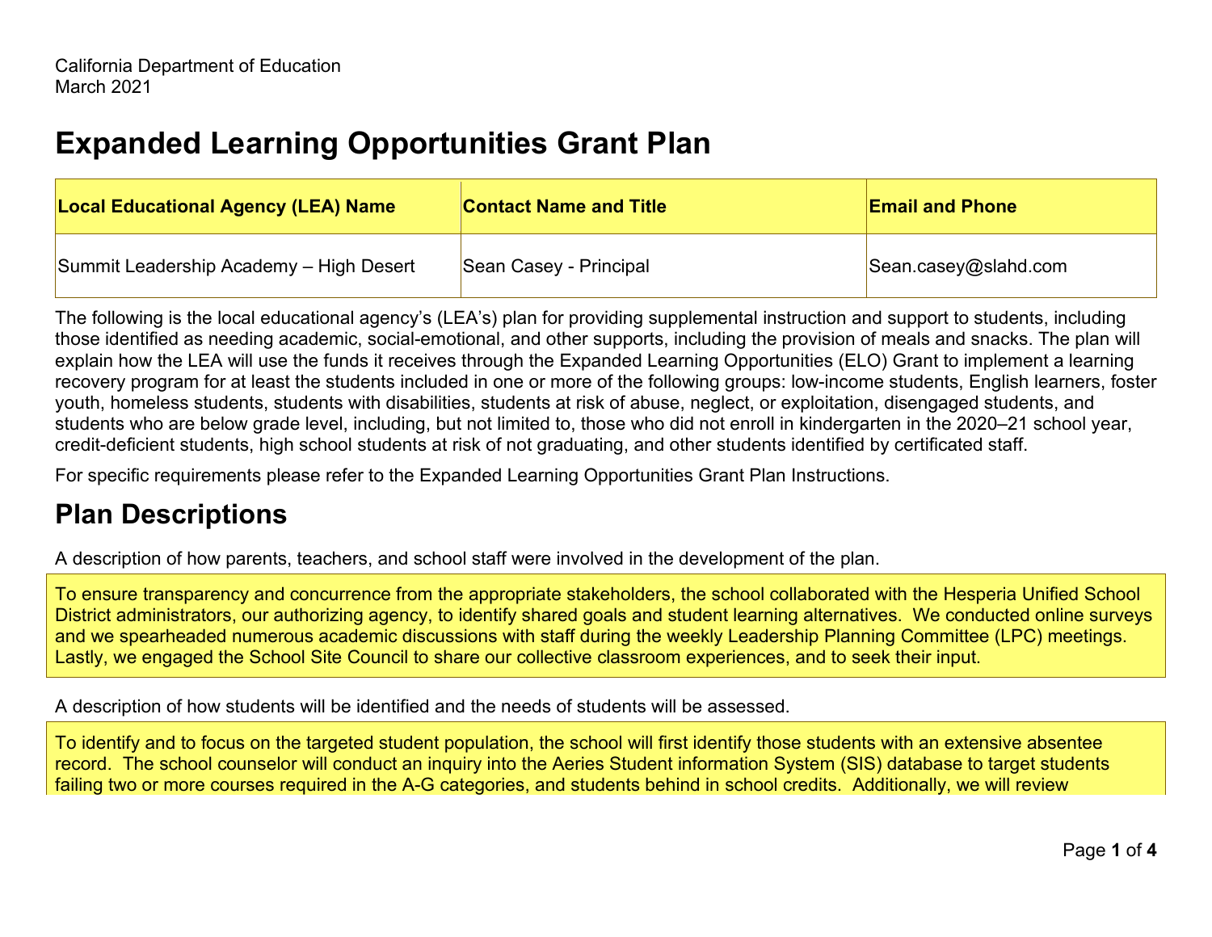California Department of Education
March 2021

# Expanded Learning Opportunities Grant Plan

| Local Educational Agency (LEA) Name | Contact Name and Title | Email and Phone |
| --- | --- | --- |
| Summit Leadership Academy – High Desert | Sean Casey - Principal | Sean.casey@slahd.com |

The following is the local educational agency's (LEA's) plan for providing supplemental instruction and support to students, including those identified as needing academic, social-emotional, and other supports, including the provision of meals and snacks. The plan will explain how the LEA will use the funds it receives through the Expanded Learning Opportunities (ELO) Grant to implement a learning recovery program for at least the students included in one or more of the following groups: low-income students, English learners, foster youth, homeless students, students with disabilities, students at risk of abuse, neglect, or exploitation, disengaged students, and students who are below grade level, including, but not limited to, those who did not enroll in kindergarten in the 2020–21 school year, credit-deficient students, high school students at risk of not graduating, and other students identified by certificated staff.

For specific requirements please refer to the Expanded Learning Opportunities Grant Plan Instructions.

## Plan Descriptions

A description of how parents, teachers, and school staff were involved in the development of the plan.

To ensure transparency and concurrence from the appropriate stakeholders, the school collaborated with the Hesperia Unified School District administrators, our authorizing agency, to identify shared goals and student learning alternatives. We conducted online surveys and we spearheaded numerous academic discussions with staff during the weekly Leadership Planning Committee (LPC) meetings. Lastly, we engaged the School Site Council to share our collective classroom experiences, and to seek their input.

A description of how students will be identified and the needs of students will be assessed.

To identify and to focus on the targeted student population, the school will first identify those students with an extensive absentee record. The school counselor will conduct an inquiry into the Aeries Student information System (SIS) database to target students failing two or more courses required in the A-G categories, and students behind in school credits. Additionally, we will review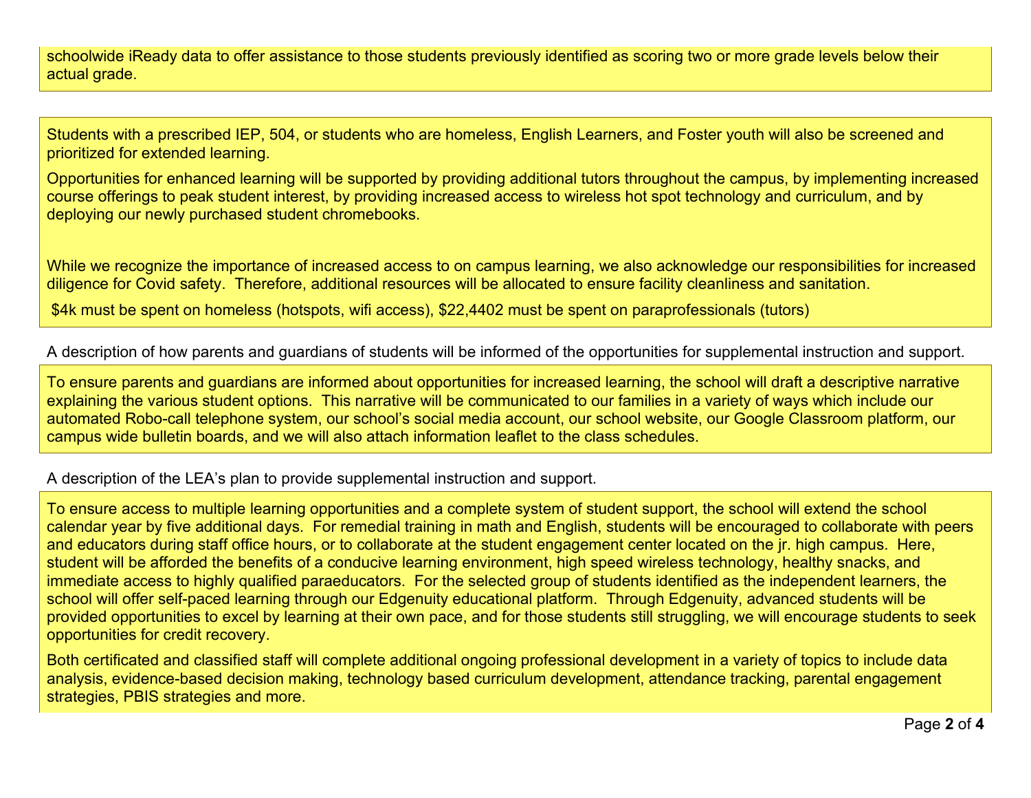schoolwide iReady data to offer assistance to those students previously identified as scoring two or more grade levels below their actual grade.

Students with a prescribed IEP, 504, or students who are homeless, English Learners, and Foster youth will also be screened and prioritized for extended learning.

Opportunities for enhanced learning will be supported by providing additional tutors throughout the campus, by implementing increased course offerings to peak student interest, by providing increased access to wireless hot spot technology and curriculum, and by deploying our newly purchased student chromebooks.

While we recognize the importance of increased access to on campus learning, we also acknowledge our responsibilities for increased diligence for Covid safety. Therefore, additional resources will be allocated to ensure facility cleanliness and sanitation.

$4k must be spent on homeless (hotspots, wifi access), $22,4402 must be spent on paraprofessionals (tutors)

A description of how parents and guardians of students will be informed of the opportunities for supplemental instruction and support.

To ensure parents and guardians are informed about opportunities for increased learning, the school will draft a descriptive narrative explaining the various student options. This narrative will be communicated to our families in a variety of ways which include our automated Robo-call telephone system, our school's social media account, our school website, our Google Classroom platform, our campus wide bulletin boards, and we will also attach information leaflet to the class schedules.

A description of the LEA's plan to provide supplemental instruction and support.

To ensure access to multiple learning opportunities and a complete system of student support, the school will extend the school calendar year by five additional days. For remedial training in math and English, students will be encouraged to collaborate with peers and educators during staff office hours, or to collaborate at the student engagement center located on the jr. high campus. Here, student will be afforded the benefits of a conducive learning environment, high speed wireless technology, healthy snacks, and immediate access to highly qualified paraeducators. For the selected group of students identified as the independent learners, the school will offer self-paced learning through our Edgenuity educational platform. Through Edgenuity, advanced students will be provided opportunities to excel by learning at their own pace, and for those students still struggling, we will encourage students to seek opportunities for credit recovery.

Both certificated and classified staff will complete additional ongoing professional development in a variety of topics to include data analysis, evidence-based decision making, technology based curriculum development, attendance tracking, parental engagement strategies, PBIS strategies and more.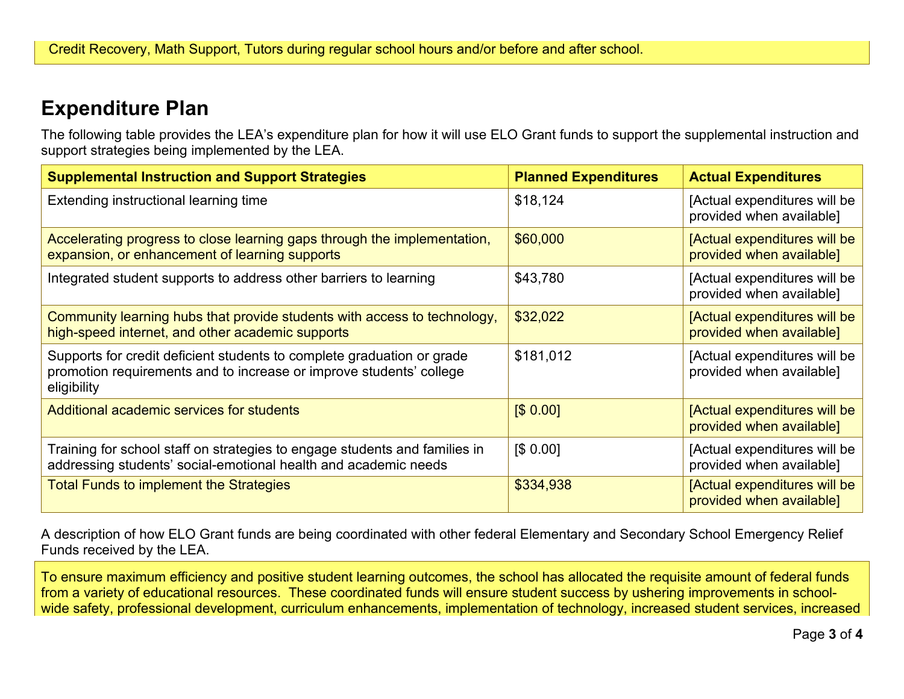Credit Recovery, Math Support, Tutors during regular school hours and/or before and after school.

# Expenditure Plan

The following table provides the LEA's expenditure plan for how it will use ELO Grant funds to support the supplemental instruction and support strategies being implemented by the LEA.

| Supplemental Instruction and Support Strategies | Planned Expenditures | Actual Expenditures |
| --- | --- | --- |
| Extending instructional learning time | $18,124 | [Actual expenditures will be provided when available] |
| Accelerating progress to close learning gaps through the implementation, expansion, or enhancement of learning supports | $60,000 | [Actual expenditures will be provided when available] |
| Integrated student supports to address other barriers to learning | $43,780 | [Actual expenditures will be provided when available] |
| Community learning hubs that provide students with access to technology, high-speed internet, and other academic supports | $32,022 | [Actual expenditures will be provided when available] |
| Supports for credit deficient students to complete graduation or grade promotion requirements and to increase or improve students' college eligibility | $181,012 | [Actual expenditures will be provided when available] |
| Additional academic services for students | [$ 0.00] | [Actual expenditures will be provided when available] |
| Training for school staff on strategies to engage students and families in addressing students' social-emotional health and academic needs | [$ 0.00] | [Actual expenditures will be provided when available] |
| Total Funds to implement the Strategies | $334,938 | [Actual expenditures will be provided when available] |

A description of how ELO Grant funds are being coordinated with other federal Elementary and Secondary School Emergency Relief Funds received by the LEA.

To ensure maximum efficiency and positive student learning outcomes, the school has allocated the requisite amount of federal funds from a variety of educational resources. These coordinated funds will ensure student success by ushering improvements in school-wide safety, professional development, curriculum enhancements, implementation of technology, increased student services, increased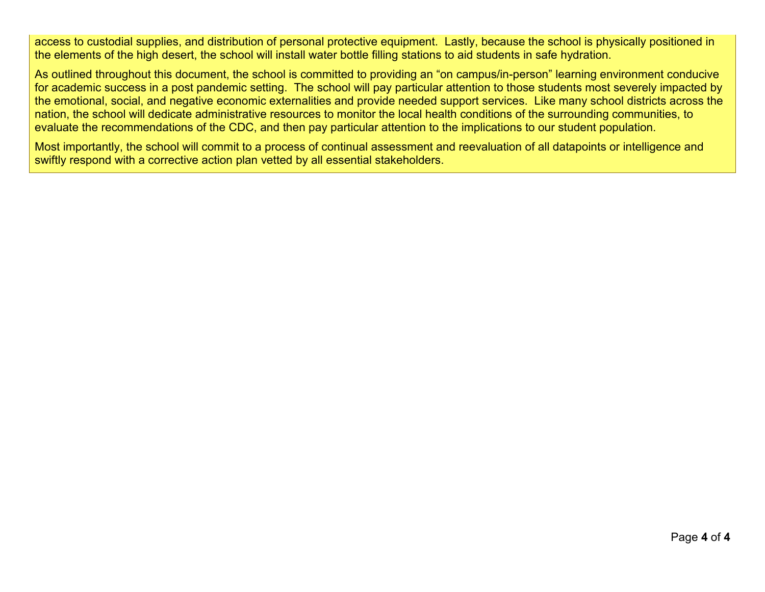access to custodial supplies, and distribution of personal protective equipment.  Lastly, because the school is physically positioned in the elements of the high desert, the school will install water bottle filling stations to aid students in safe hydration.

As outlined throughout this document, the school is committed to providing an “on campus/in-person” learning environment conducive for academic success in a post pandemic setting.  The school will pay particular attention to those students most severely impacted by the emotional, social, and negative economic externalities and provide needed support services.  Like many school districts across the nation, the school will dedicate administrative resources to monitor the local health conditions of the surrounding communities, to evaluate the recommendations of the CDC, and then pay particular attention to the implications to our student population.

Most importantly, the school will commit to a process of continual assessment and reevaluation of all datapoints or intelligence and swiftly respond with a corrective action plan vetted by all essential stakeholders.